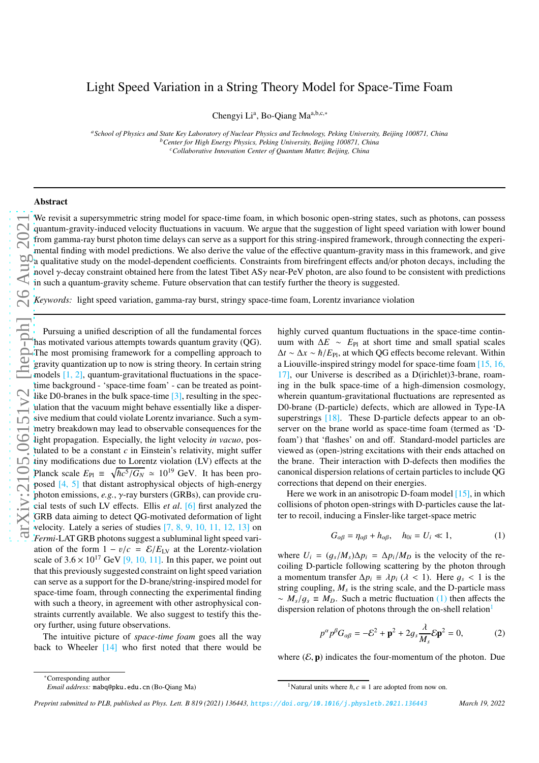# Light Speed Variation in a String Theory Model for Space-Time Foam

Chengyi Li[a], Bo-Qiang Ma[a,b,c,*]

[a] *School of Physics and State Key Laboratory of Nuclear Physics and Technology, Peking University, Beijing 100871, China*
[b] *Center for High Energy Physics, Peking University, Beijing 100871, China*
[c] *Collaborative Innovation Center of Quantum Matter, Beijing, China*

## Abstract

We revisit a supersymmetric string model for space-time foam, in which bosonic open-string states, such as photons, can possess quantum-gravity-induced velocity fluctuations in vacuum. We argue that the suggestion of light speed variation with lower bound from gamma-ray burst photon time delays can serve as a support for this string-inspired framework, through connecting the experimental finding with model predictions. We also derive the value of the effective quantum-gravity mass in this framework, and give a qualitative study on the model-dependent coefficients. Constraints from birefringent effects and/or photon decays, including the novel $\gamma$-decay constraint obtained here from the latest Tibet AS$\gamma$ near-PeV photon, are also found to be consistent with predictions in such a quantum-gravity scheme. Future observation that can testify further the theory is suggested.

*Keywords:* light speed variation, gamma-ray burst, stringy space-time foam, Lorentz invariance violation

Pursuing a unified description of all the fundamental forces has motivated various attempts towards quantum gravity (QG). The most promising framework for a compelling approach to gravity quantization up to now is string theory. In certain string models [1, 2], quantum-gravitational fluctuations in the space-time background - 'space-time foam' - can be treated as point-like D0-branes in the bulk space-time [3], resulting in the speculation that the vacuum might behave essentially like a dispersive medium that could violate Lorentz invariance. Such a symmetry breakdown may lead to observable consequences for the light propagation. Especially, the light velocity *in vacuo*, postulated to be a constant $c$ in Einstein's relativity, might suffer tiny modifications due to Lorentz violation (LV) effects at the Planck scale $E_{\rm Pl} \equiv \sqrt{\hbar c^5/G_N} \simeq 10^{19}$ GeV. It has been proposed [4, 5] that distant astrophysical objects of high-energy photon emissions, *e.g.*, $\gamma$-ray bursters (GRBs), can provide crucial tests of such LV effects. Ellis *et al.* [6] first analyzed the GRB data aiming to detect QG-motivated deformation of light velocity. Lately a series of studies [7, 8, 9, 10, 11, 12, 13] on *Fermi*-LAT GRB photons suggest a subluminal light speed variation of the form $1 - v/c = \mathcal{E}/E_{\rm LV}$ at the Lorentz-violation scale of $3.6 \times 10^{17}$ GeV [9, 10, 11]. In this paper, we point out that this previously suggested constraint on light speed variation can serve as a support for the D-brane/string-inspired model for space-time foam, through connecting the experimental finding with such a theory, in agreement with other astrophysical constraints currently available. We also suggest to testify this theory further, using future observations.

The intuitive picture of *space-time foam* goes all the way back to Wheeler [14] who first noted that there would be highly curved quantum fluctuations in the space-time continuum with $\Delta E \sim E_{\rm Pl}$ at short time and small spatial scales $\Delta t \sim \Delta x \sim \hbar/E_{\rm Pl}$, at which QG effects become relevant. Within a Liouville-inspired stringy model for space-time foam [15, 16, 17], our Universe is described as a D(irichlet)3-brane, roaming in the bulk space-time of a high-dimension cosmology, wherein quantum-gravitational fluctuations are represented as D0-brane (D-particle) defects, which are allowed in Type-IA superstrings [18]. These D-particle defects appear to an observer on the brane world as space-time foam (termed as 'D-foam') that 'flashes' on and off. Standard-model particles are viewed as (open-)string excitations with their ends attached on the brane. Their interaction with D-defects then modifies the canonical dispersion relations of certain particles to include QG corrections that depend on their energies.

Here we work in an anisotropic D-foam model [15], in which collisions of photon open-strings with D-particles cause the latter to recoil, inducing a Finsler-like target-space metric

$$G_{\alpha\beta} = \eta_{\alpha\beta} + h_{\alpha\beta}, \quad h_{0i} = U_i \ll 1, \tag{1}$$

where $U_i = (g_s/M_s)\Delta p_i = \Delta p_i/M_D$ is the velocity of the recoiling D-particle following scattering by the photon through a momentum transfer $\Delta p_i \equiv \lambda p_i$ ($\lambda < 1$). Here $g_s < 1$ is the string coupling, $M_s$ is the string scale, and the D-particle mass $\sim M_s/g_s \equiv M_D$. Such a metric fluctuation (1) then affects the dispersion relation of photons through the on-shell relation[1]

$$p^\alpha p^\beta G_{\alpha\beta} = -\mathcal{E}^2 + \mathbf{p}^2 + 2g_s\frac{\lambda}{M_s}\mathcal{E}\mathbf{p}^2 = 0, \tag{2}$$

where $(\mathcal{E}, \mathbf{p})$ indicates the four-momentum of the photon. Due

---

*Corresponding author
*Email address:* mabq@pku.edu.cn (Bo-Qiang Ma)

[1] Natural units where $\hbar, c \equiv 1$ are adopted from now on.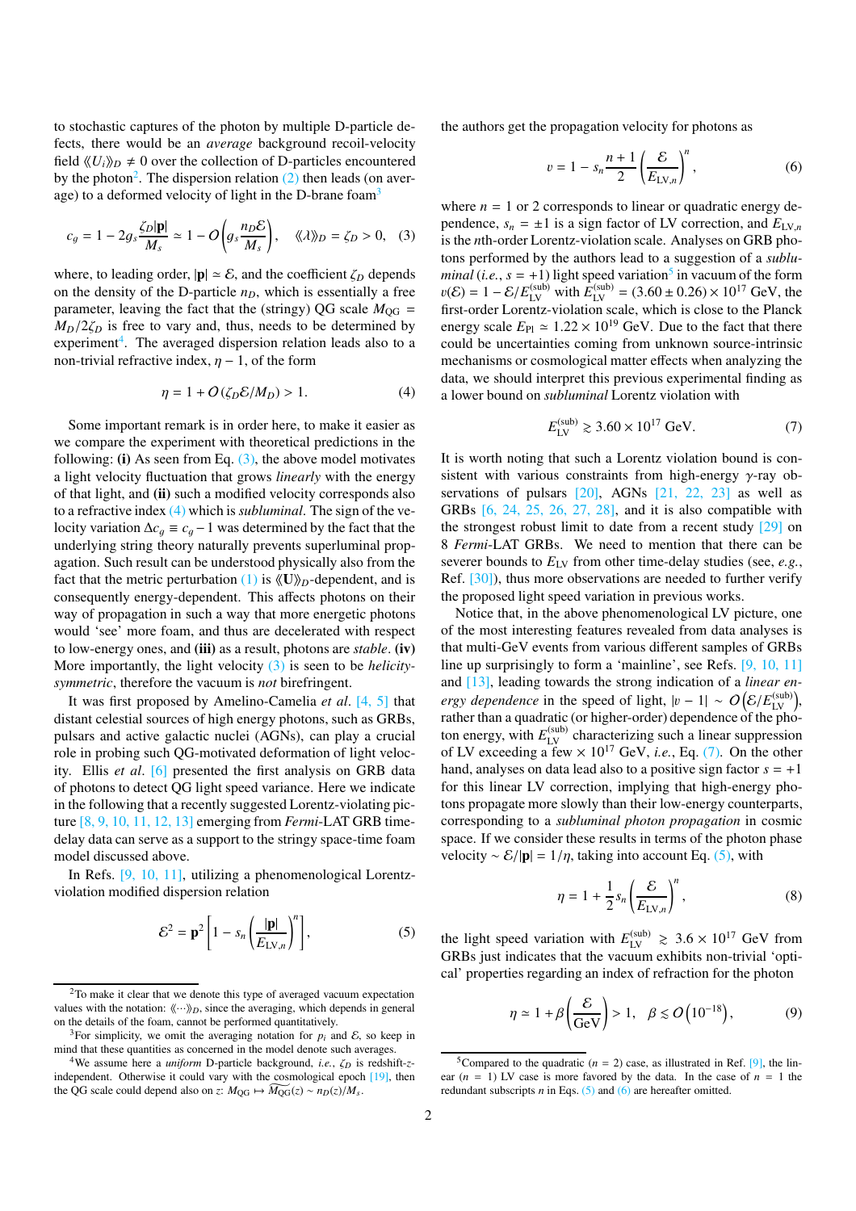to stochastic captures of the photon by multiple D-particle defects, there would be an *average* background recoil-velocity field $\langle\langle U_i \rangle\rangle_D \neq 0$ over the collection of D-particles encountered by the photon[2]. The dispersion relation (2) then leads (on average) to a deformed velocity of light in the D-brane foam[3]

$$c_g = 1 - 2g_s \frac{\zeta_D |\mathbf{p}|}{M_s} \simeq 1 - O\left(g_s \frac{n_D \mathcal{E}}{M_s}\right), \quad \langle\langle \lambda \rangle\rangle_D = \zeta_D > 0, \quad (3)$$

where, to leading order, $|\mathbf{p}| \simeq \mathcal{E}$, and the coefficient $\zeta_D$ depends on the density of the D-particle $n_D$, which is essentially a free parameter, leaving the fact that the (stringy) QG scale $M_{\rm QG} = M_D/2\zeta_D$ is free to vary and, thus, needs to be determined by experiment[4]. The averaged dispersion relation leads also to a non-trivial refractive index, $\eta - 1$, of the form

$$\eta = 1 + O(\zeta_D \mathcal{E}/M_D) > 1. \quad (4)$$

Some important remark is in order here, to make it easier as we compare the experiment with theoretical predictions in the following: **(i)** As seen from Eq. (3), the above model motivates a light velocity fluctuation that grows *linearly* with the energy of that light, and **(ii)** such a modified velocity corresponds also to a refractive index (4) which is *subluminal*. The sign of the velocity variation $\Delta c_g \equiv c_g - 1$ was determined by the fact that the underlying string theory naturally prevents superluminal propagation. Such result can be understood physically also from the fact that the metric perturbation (1) is $\langle\langle \mathbf{U} \rangle\rangle_D$-dependent, and is consequently energy-dependent. This affects photons on their way of propagation in such a way that more energetic photons would 'see' more foam, and thus are decelerated with respect to low-energy ones, and **(iii)** as a result, photons are *stable*. **(iv)** More importantly, the light velocity (3) is seen to be *helicity-symmetric*, therefore the vacuum is *not* birefringent.

It was first proposed by Amelino-Camelia *et al*. [4, 5] that distant celestial sources of high energy photons, such as GRBs, pulsars and active galactic nuclei (AGNs), can play a crucial role in probing such QG-motivated deformation of light velocity. Ellis *et al*. [6] presented the first analysis on GRB data of photons to detect QG light speed variance. Here we indicate in the following that a recently suggested Lorentz-violating picture [8, 9, 10, 11, 12, 13] emerging from *Fermi*-LAT GRB time-delay data can serve as a support to the stringy space-time foam model discussed above.

In Refs. [9, 10, 11], utilizing a phenomenological Lorentz-violation modified dispersion relation

$$\mathcal{E}^2 = \mathbf{p}^2 \left[1 - s_n \left(\frac{|\mathbf{p}|}{E_{{\rm LV},n}}\right)^n\right], \quad (5)$$

the authors get the propagation velocity for photons as

$$v = 1 - s_n \frac{n+1}{2} \left(\frac{\mathcal{E}}{E_{{\rm LV},n}}\right)^n, \quad (6)$$

where $n = 1$ or 2 corresponds to linear or quadratic energy dependence, $s_n = \pm 1$ is a sign factor of LV correction, and $E_{{\rm LV},n}$ is the $n$th-order Lorentz-violation scale. Analyses on GRB photons performed by the authors lead to a suggestion of a *subluminal* (*i.e.*, $s = +1$) light speed variation[5] in vacuum of the form $v(\mathcal{E}) = 1 - \mathcal{E}/E_{\rm LV}^{(\rm sub)}$ with $E_{\rm LV}^{(\rm sub)} = (3.60 \pm 0.26) \times 10^{17}$ GeV, the first-order Lorentz-violation scale, which is close to the Planck energy scale $E_{\rm Pl} \simeq 1.22 \times 10^{19}$ GeV. Due to the fact that there could be uncertainties coming from unknown source-intrinsic mechanisms or cosmological matter effects when analyzing the data, we should interpret this previous experimental finding as a lower bound on *subluminal* Lorentz violation with

$$E_{\rm LV}^{(\rm sub)} \gtrsim 3.60 \times 10^{17}\ {\rm GeV}. \quad (7)$$

It is worth noting that such a Lorentz violation bound is consistent with various constraints from high-energy $\gamma$-ray observations of pulsars [20], AGNs [21, 22, 23] as well as GRBs [6, 24, 25, 26, 27, 28], and it is also compatible with the strongest robust limit to date from a recent study [29] on 8 *Fermi*-LAT GRBs. We need to mention that there can be severer bounds to $E_{\rm LV}$ from other time-delay studies (see, *e.g.*, Ref. [30]), thus more observations are needed to further verify the proposed light speed variation in previous works.

Notice that, in the above phenomenological LV picture, one of the most interesting features revealed from data analyses is that multi-GeV events from various different samples of GRBs line up surprisingly to form a 'mainline', see Refs. [9, 10, 11] and [13], leading towards the strong indication of a *linear energy dependence* in the speed of light, $|v - 1| \sim O\left(\mathcal{E}/E_{\rm LV}^{(\rm sub)}\right)$, rather than a quadratic (or higher-order) dependence of the photon energy, with $E_{\rm LV}^{(\rm sub)}$ characterizing such a linear suppression of LV exceeding a few $\times\, 10^{17}$ GeV, *i.e.*, Eq. (7). On the other hand, analyses on data lead also to a positive sign factor $s = +1$ for this linear LV correction, implying that high-energy photons propagate more slowly than their low-energy counterparts, corresponding to a *subluminal photon propagation* in cosmic space. If we consider these results in terms of the photon phase velocity $\sim \mathcal{E}/|\mathbf{p}| = 1/\eta$, taking into account Eq. (5), with

$$\eta = 1 + \frac{1}{2} s_n \left(\frac{\mathcal{E}}{E_{{\rm LV},n}}\right)^n, \quad (8)$$

the light speed variation with $E_{\rm LV}^{(\rm sub)} \gtrsim 3.6 \times 10^{17}$ GeV from GRBs just indicates that the vacuum exhibits non-trivial 'optical' properties regarding an index of refraction for the photon

$$\eta \simeq 1 + \beta \left(\frac{\mathcal{E}}{\rm GeV}\right) > 1, \quad \beta \lesssim O\left(10^{-18}\right), \quad (9)$$

---

[2] To make it clear that we denote this type of averaged vacuum expectation values with the notation: $\langle\langle \cdots \rangle\rangle_D$, since the averaging, which depends in general on the details of the foam, cannot be performed quantitatively.

[3] For simplicity, we omit the averaging notation for $p_i$ and $\mathcal{E}$, so keep in mind that these quantities as concerned in the model denote such averages.

[4] We assume here a *uniform* D-particle background, *i.e.*, $\zeta_D$ is redshift-$z$-independent. Otherwise it could vary with the cosmological epoch [19], then the QG scale could depend also on $z$: $M_{\rm QG} \mapsto \widetilde{M_{\rm QG}}(z) \sim n_D(z)/M_s$.

[5] Compared to the quadratic ($n = 2$) case, as illustrated in Ref. [9], the linear ($n = 1$) LV case is more favored by the data. In the case of $n = 1$ the redundant subscripts $n$ in Eqs. (5) and (6) are hereafter omitted.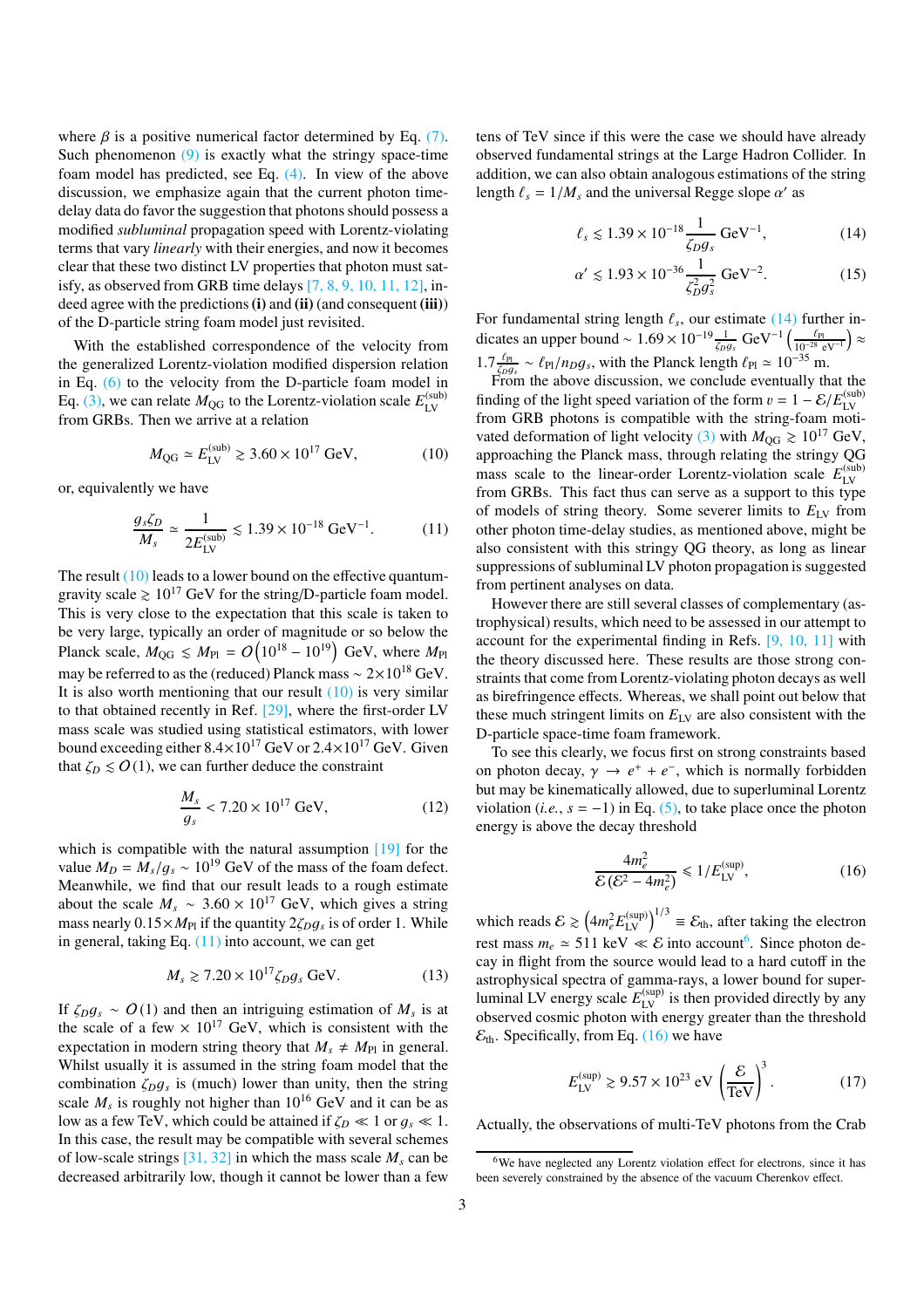where $\beta$ is a positive numerical factor determined by Eq. (7). Such phenomenon (9) is exactly what the stringy space-time foam model has predicted, see Eq. (4). In view of the above discussion, we emphasize again that the current photon time-delay data do favor the suggestion that photons should possess a modified *subluminal* propagation speed with Lorentz-violating terms that vary *linearly* with their energies, and now it becomes clear that these two distinct LV properties that photon must satisfy, as observed from GRB time delays [7, 8, 9, 10, 11, 12], indeed agree with the predictions **(i)** and **(ii)** (and consequent **(iii)**) of the D-particle string foam model just revisited.

With the established correspondence of the velocity from the generalized Lorentz-violation modified dispersion relation in Eq. (6) to the velocity from the D-particle foam model in Eq. (3), we can relate $M_{\rm QG}$ to the Lorentz-violation scale $E_{\rm LV}^{\rm (sub)}$ from GRBs. Then we arrive at a relation

$$M_{\rm QG} \simeq E_{\rm LV}^{\rm (sub)} \gtrsim 3.60 \times 10^{17}\ {\rm GeV}, \tag{10}$$

or, equivalently we have

$$\frac{g_s \zeta_D}{M_s} \simeq \frac{1}{2E_{\rm LV}^{\rm (sub)}} \lesssim 1.39 \times 10^{-18}\ {\rm GeV}^{-1}. \tag{11}$$

The result (10) leads to a lower bound on the effective quantum-gravity scale $\gtrsim 10^{17}$ GeV for the string/D-particle foam model. This is very close to the expectation that this scale is taken to be very large, typically an order of magnitude or so below the Planck scale, $M_{\rm QG} \lesssim M_{\rm Pl} = O\left(10^{18} - 10^{19}\right)$ GeV, where $M_{\rm Pl}$ may be referred to as the (reduced) Planck mass $\sim 2{\times}10^{18}$ GeV. It is also worth mentioning that our result (10) is very similar to that obtained recently in Ref. [29], where the first-order LV mass scale was studied using statistical estimators, with lower bound exceeding either $8.4{\times}10^{17}$ GeV or $2.4{\times}10^{17}$ GeV. Given that $\zeta_D \lesssim O(1)$, we can further deduce the constraint

$$\frac{M_s}{g_s} < 7.20 \times 10^{17}\ {\rm GeV}, \tag{12}$$

which is compatible with the natural assumption [19] for the value $M_D = M_s/g_s \sim 10^{19}$ GeV of the mass of the foam defect. Meanwhile, we find that our result leads to a rough estimate about the scale $M_s \sim 3.60 \times 10^{17}$ GeV, which gives a string mass nearly $0.15{\times}M_{\rm Pl}$ if the quantity $2\zeta_D g_s$ is of order 1. While in general, taking Eq. (11) into account, we can get

$$M_s \gtrsim 7.20 \times 10^{17} \zeta_D g_s\ {\rm GeV}. \tag{13}$$

If $\zeta_D g_s \sim O(1)$ and then an intriguing estimation of $M_s$ is at the scale of a few $\times\ 10^{17}$ GeV, which is consistent with the expectation in modern string theory that $M_s \neq M_{\rm Pl}$ in general. Whilst usually it is assumed in the string foam model that the combination $\zeta_D g_s$ is (much) lower than unity, then the string scale $M_s$ is roughly not higher than $10^{16}$ GeV and it can be as low as a few TeV, which could be attained if $\zeta_D \ll 1$ or $g_s \ll 1$. In this case, the result may be compatible with several schemes of low-scale strings [31, 32] in which the mass scale $M_s$ can be decreased arbitrarily low, though it cannot be lower than a few tens of TeV since if this were the case we should have already observed fundamental strings at the Large Hadron Collider. In addition, we can also obtain analogous estimations of the string length $\ell_s = 1/M_s$ and the universal Regge slope $\alpha'$ as

$$\ell_s \lesssim 1.39 \times 10^{-18} \frac{1}{\zeta_D g_s}\ {\rm GeV}^{-1}, \tag{14}$$

$$\alpha' \lesssim 1.93 \times 10^{-36} \frac{1}{\zeta_D^2 g_s^2}\ {\rm GeV}^{-2}. \tag{15}$$

For fundamental string length $\ell_s$, our estimate (14) further indicates an upper bound $\sim 1.69 \times 10^{-19} \frac{1}{\zeta_D g_s}\ {\rm GeV}^{-1} \left(\frac{\ell_{\rm Pl}}{10^{-28}\ {\rm eV}^{-1}}\right) \approx 1.7 \frac{\ell_{\rm Pl}}{\zeta_D g_s} \sim \ell_{\rm Pl}/n_D g_s$, with the Planck length $\ell_{\rm Pl} \simeq 10^{-35}$ m.

From the above discussion, we conclude eventually that the finding of the light speed variation of the form $v = 1 - \mathcal{E}/E_{\rm LV}^{\rm (sub)}$ from GRB photons is compatible with the string-foam motivated deformation of light velocity (3) with $M_{\rm QG} \gtrsim 10^{17}$ GeV, approaching the Planck mass, through relating the stringy QG mass scale to the linear-order Lorentz-violation scale $E_{\rm LV}^{\rm (sub)}$ from GRBs. This fact thus can serve as a support to this type of models of string theory. Some severer limits to $E_{\rm LV}$ from other photon time-delay studies, as mentioned above, might be also consistent with this stringy QG theory, as long as linear suppressions of subluminal LV photon propagation is suggested from pertinent analyses on data.

However there are still several classes of complementary (astrophysical) results, which need to be assessed in our attempt to account for the experimental finding in Refs. [9, 10, 11] with the theory discussed here. These results are those strong constraints that come from Lorentz-violating photon decays as well as birefringence effects. Whereas, we shall point out below that these much stringent limits on $E_{\rm LV}$ are also consistent with the D-particle space-time foam framework.

To see this clearly, we focus first on strong constraints based on photon decay, $\gamma \to e^+ + e^-$, which is normally forbidden but may be kinematically allowed, due to superluminal Lorentz violation (*i.e.*, $s = -1$) in Eq. (5), to take place once the photon energy is above the decay threshold

$$\frac{4m_e^2}{\mathcal{E}\left(\mathcal{E}^2 - 4m_e^2\right)} \leqslant 1/E_{\rm LV}^{\rm (sup)}, \tag{16}$$

which reads $\mathcal{E} \gtrsim \left(4m_e^2 E_{\rm LV}^{\rm (sup)}\right)^{1/3} \equiv \mathcal{E}_{\rm th}$, after taking the electron rest mass $m_e \simeq 511$ keV $\ll \mathcal{E}$ into account[6]. Since photon decay in flight from the source would lead to a hard cutoff in the astrophysical spectra of gamma-rays, a lower bound for superluminal LV energy scale $E_{\rm LV}^{\rm (sup)}$ is then provided directly by any observed cosmic photon with energy greater than the threshold $\mathcal{E}_{\rm th}$. Specifically, from Eq. (16) we have

$$E_{\rm LV}^{\rm (sup)} \gtrsim 9.57 \times 10^{23}\ {\rm eV} \left(\frac{\mathcal{E}}{\rm TeV}\right)^3. \tag{17}$$

Actually, the observations of multi-TeV photons from the Crab

[6] We have neglected any Lorentz violation effect for electrons, since it has been severely constrained by the absence of the vacuum Cherenkov effect.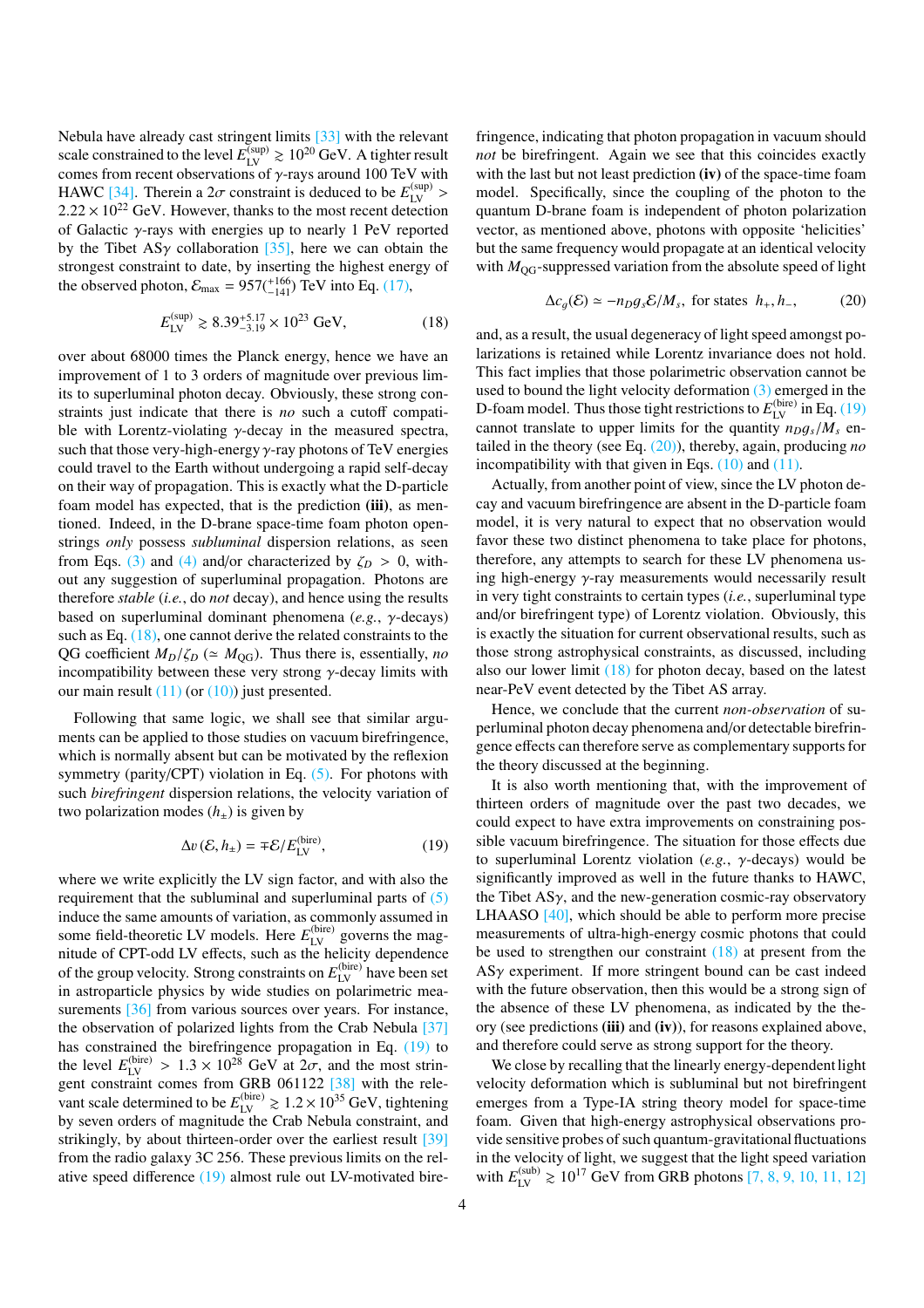Nebula have already cast stringent limits [33] with the relevant scale constrained to the level $E_{\rm LV}^{\rm (sup)} \gtrsim 10^{20}$ GeV. A tighter result comes from recent observations of $\gamma$-rays around 100 TeV with HAWC [34]. Therein a $2\sigma$ constraint is deduced to be $E_{\rm LV}^{\rm (sup)} > 2.22 \times 10^{22}$ GeV. However, thanks to the most recent detection of Galactic $\gamma$-rays with energies up to nearly 1 PeV reported by the Tibet AS$\gamma$ collaboration [35], here we can obtain the strongest constraint to date, by inserting the highest energy of the observed photon, $\mathcal{E}_{\rm max} = 957(^{+166}_{-141})$ TeV into Eq. (17),

$$E_{\rm LV}^{\rm (sup)} \gtrsim 8.39^{+5.17}_{-3.19} \times 10^{23}\ \text{GeV}, \tag{18}$$

over about 68000 times the Planck energy, hence we have an improvement of 1 to 3 orders of magnitude over previous limits to superluminal photon decay. Obviously, these strong constraints just indicate that there is *no* such a cutoff compatible with Lorentz-violating $\gamma$-decay in the measured spectra, such that those very-high-energy $\gamma$-ray photons of TeV energies could travel to the Earth without undergoing a rapid self-decay on their way of propagation. This is exactly what the D-particle foam model has expected, that is the prediction **(iii)**, as mentioned. Indeed, in the D-brane space-time foam photon open-strings *only* possess *subluminal* dispersion relations, as seen from Eqs. (3) and (4) and/or characterized by $\zeta_D > 0$, without any suggestion of superluminal propagation. Photons are therefore *stable* (*i.e.*, do *not* decay), and hence using the results based on superluminal dominant phenomena (*e.g.*, $\gamma$-decays) such as Eq. (18), one cannot derive the related constraints to the QG coefficient $M_D/\zeta_D$ ($\simeq M_{\rm QG}$). Thus there is, essentially, *no* incompatibility between these very strong $\gamma$-decay limits with our main result (11) (or (10)) just presented.

Following that same logic, we shall see that similar arguments can be applied to those studies on vacuum birefringence, which is normally absent but can be motivated by the reflexion symmetry (parity/CPT) violation in Eq. (5). For photons with such *birefringent* dispersion relations, the velocity variation of two polarization modes ($h_\pm$) is given by

$$\Delta v\,(\mathcal{E}, h_\pm) = \mp \mathcal{E}/E_{\rm LV}^{\rm (bire)}, \tag{19}$$

where we write explicitly the LV sign factor, and with also the requirement that the subluminal and superluminal parts of (5) induce the same amounts of variation, as commonly assumed in some field-theoretic LV models. Here $E_{\rm LV}^{\rm (bire)}$ governs the magnitude of CPT-odd LV effects, such as the helicity dependence of the group velocity. Strong constraints on $E_{\rm LV}^{\rm (bire)}$ have been set in astroparticle physics by wide studies on polarimetric measurements [36] from various sources over years. For instance, the observation of polarized lights from the Crab Nebula [37] has constrained the birefringence propagation in Eq. (19) to the level $E_{\rm LV}^{\rm (bire)} > 1.3 \times 10^{28}$ GeV at $2\sigma$, and the most stringent constraint comes from GRB 061122 [38] with the relevant scale determined to be $E_{\rm LV}^{\rm (bire)} \gtrsim 1.2 \times 10^{35}$ GeV, tightening by seven orders of magnitude the Crab Nebula constraint, and strikingly, by about thirteen-order over the earliest result [39] from the radio galaxy 3C 256. These previous limits on the relative speed difference (19) almost rule out LV-motivated birefringence, indicating that photon propagation in vacuum should *not* be birefringent. Again we see that this coincides exactly with the last but not least prediction **(iv)** of the space-time foam model. Specifically, since the coupling of the photon to the quantum D-brane foam is independent of photon polarization vector, as mentioned above, photons with opposite 'helicities' but the same frequency would propagate at an identical velocity with $M_{\rm QG}$-suppressed variation from the absolute speed of light

$$\Delta c_g(\mathcal{E}) \simeq -n_D g_s \mathcal{E}/M_s,\ \text{for states}\ \ h_+, h_-, \tag{20}$$

and, as a result, the usual degeneracy of light speed amongst polarizations is retained while Lorentz invariance does not hold. This fact implies that those polarimetric observation cannot be used to bound the light velocity deformation (3) emerged in the D-foam model. Thus those tight restrictions to $E_{\rm LV}^{\rm (bire)}$ in Eq. (19) cannot translate to upper limits for the quantity $n_D g_s/M_s$ entailed in the theory (see Eq. (20)), thereby, again, producing *no* incompatibility with that given in Eqs. (10) and (11).

Actually, from another point of view, since the LV photon decay and vacuum birefringence are absent in the D-particle foam model, it is very natural to expect that no observation would favor these two distinct phenomena to take place for photons, therefore, any attempts to search for these LV phenomena using high-energy $\gamma$-ray measurements would necessarily result in very tight constraints to certain types (*i.e.*, superluminal type and/or birefringent type) of Lorentz violation. Obviously, this is exactly the situation for current observational results, such as those strong astrophysical constraints, as discussed, including also our lower limit (18) for photon decay, based on the latest near-PeV event detected by the Tibet AS array.

Hence, we conclude that the current *non-observation* of superluminal photon decay phenomena and/or detectable birefringence effects can therefore serve as complementary supports for the theory discussed at the beginning.

It is also worth mentioning that, with the improvement of thirteen orders of magnitude over the past two decades, we could expect to have extra improvements on constraining possible vacuum birefringence. The situation for those effects due to superluminal Lorentz violation (*e.g.*, $\gamma$-decays) would be significantly improved as well in the future thanks to HAWC, the Tibet AS$\gamma$, and the new-generation cosmic-ray observatory LHAASO [40], which should be able to perform more precise measurements of ultra-high-energy cosmic photons that could be used to strengthen our constraint (18) at present from the AS$\gamma$ experiment. If more stringent bound can be cast indeed with the future observation, then this would be a strong sign of the absence of these LV phenomena, as indicated by the theory (see predictions **(iii)** and **(iv)**), for reasons explained above, and therefore could serve as strong support for the theory.

We close by recalling that the linearly energy-dependent light velocity deformation which is subluminal but not birefringent emerges from a Type-IA string theory model for space-time foam. Given that high-energy astrophysical observations provide sensitive probes of such quantum-gravitational fluctuations in the velocity of light, we suggest that the light speed variation with $E_{\rm LV}^{\rm (sub)} \gtrsim 10^{17}$ GeV from GRB photons [7, 8, 9, 10, 11, 12]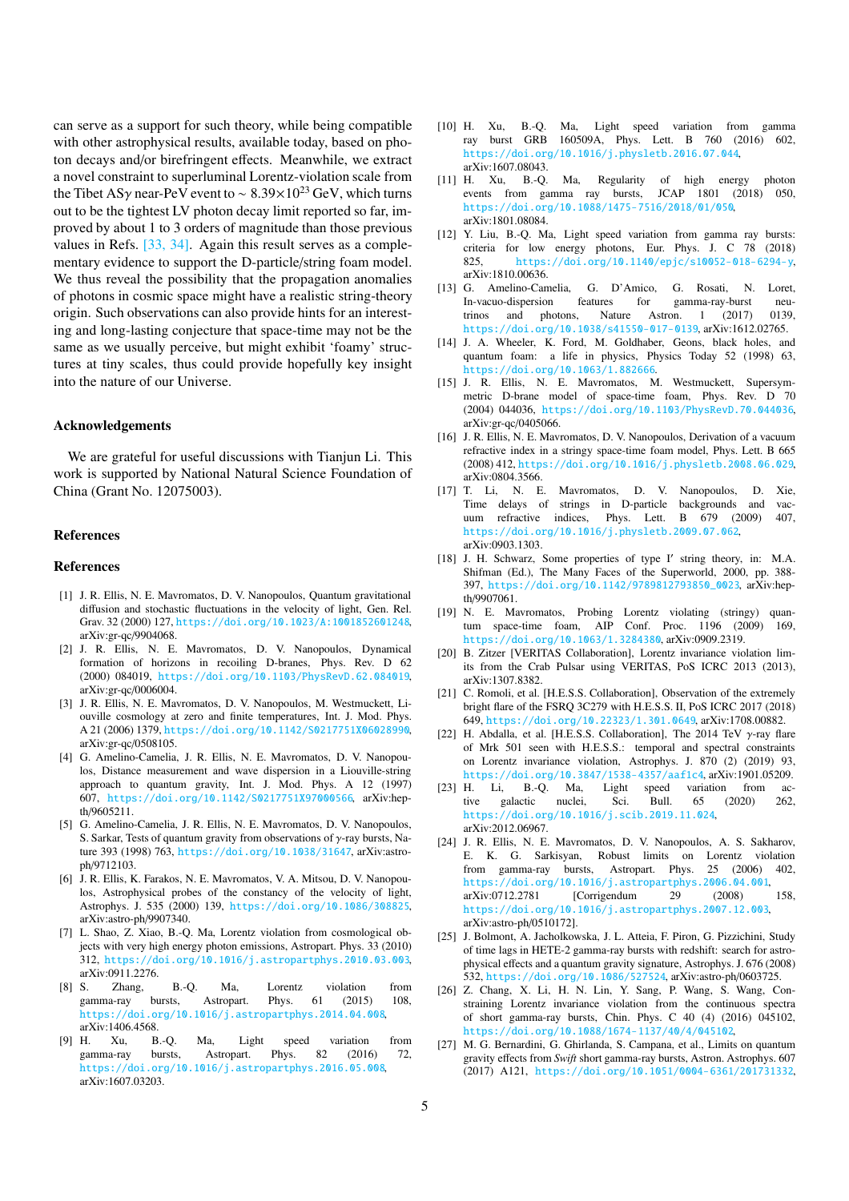can serve as a support for such theory, while being compatible with other astrophysical results, available today, based on photon decays and/or birefringent effects. Meanwhile, we extract a novel constraint to superluminal Lorentz-violation scale from the Tibet AS$\gamma$ near-PeV event to $\sim 8.39{\times}10^{23}$ GeV, which turns out to be the tightest LV photon decay limit reported so far, improved by about 1 to 3 orders of magnitude than those previous values in Refs. [33, 34]. Again this result serves as a complementary evidence to support the D-particle/string foam model. We thus reveal the possibility that the propagation anomalies of photons in cosmic space might have a realistic string-theory origin. Such observations can also provide hints for an interesting and long-lasting conjecture that space-time may not be the same as we usually perceive, but might exhibit 'foamy' structures at tiny scales, thus could provide hopefully key insight into the nature of our Universe.

## Acknowledgements

We are grateful for useful discussions with Tianjun Li. This work is supported by National Natural Science Foundation of China (Grant No. 12075003).

## References

## References

[1] J. R. Ellis, N. E. Mavromatos, D. V. Nanopoulos, Quantum gravitational diffusion and stochastic fluctuations in the velocity of light, Gen. Rel. Grav. 32 (2000) 127, https://doi.org/10.1023/A:1001852601248, arXiv:gr-qc/9904068.

[2] J. R. Ellis, N. E. Mavromatos, D. V. Nanopoulos, Dynamical formation of horizons in recoiling D-branes, Phys. Rev. D 62 (2000) 084019, https://doi.org/10.1103/PhysRevD.62.084019, arXiv:gr-qc/0006004.

[3] J. R. Ellis, N. E. Mavromatos, D. V. Nanopoulos, M. Westmuckett, Liouville cosmology at zero and finite temperatures, Int. J. Mod. Phys. A 21 (2006) 1379, https://doi.org/10.1142/S0217751X06028990, arXiv:gr-qc/0508105.

[4] G. Amelino-Camelia, J. R. Ellis, N. E. Mavromatos, D. V. Nanopoulos, Distance measurement and wave dispersion in a Liouville-string approach to quantum gravity, Int. J. Mod. Phys. A 12 (1997) 607, https://doi.org/10.1142/S0217751X97000566, arXiv:hep-th/9605211.

[5] G. Amelino-Camelia, J. R. Ellis, N. E. Mavromatos, D. V. Nanopoulos, S. Sarkar, Tests of quantum gravity from observations of $\gamma$-ray bursts, Nature 393 (1998) 763, https://doi.org/10.1038/31647, arXiv:astro-ph/9712103.

[6] J. R. Ellis, K. Farakos, N. E. Mavromatos, V. A. Mitsou, D. V. Nanopoulos, Astrophysical probes of the constancy of the velocity of light, Astrophys. J. 535 (2000) 139, https://doi.org/10.1086/308825, arXiv:astro-ph/9907340.

[7] L. Shao, Z. Xiao, B.-Q. Ma, Lorentz violation from cosmological objects with very high energy photon emissions, Astropart. Phys. 33 (2010) 312, https://doi.org/10.1016/j.astropartphys.2010.03.003, arXiv:0911.2276.

[8] S. Zhang, B.-Q. Ma, Lorentz violation from gamma-ray bursts, Astropart. Phys. 61 (2015) 108, https://doi.org/10.1016/j.astropartphys.2014.04.008, arXiv:1406.4568.

[9] H. Xu, B.-Q. Ma, Light speed variation from gamma-ray bursts, Astropart. Phys. 82 (2016) 72, https://doi.org/10.1016/j.astropartphys.2016.05.008, arXiv:1607.03203.

[10] H. Xu, B.-Q. Ma, Light speed variation from gamma ray burst GRB 160509A, Phys. Lett. B 760 (2016) 602, https://doi.org/10.1016/j.physletb.2016.07.044, arXiv:1607.08043.

[11] H. Xu, B.-Q. Ma, Regularity of high energy photon events from gamma ray bursts, JCAP 1801 (2018) 050, https://doi.org/10.1088/1475-7516/2018/01/050, arXiv:1801.08084.

[12] Y. Liu, B.-Q. Ma, Light speed variation from gamma ray bursts: criteria for low energy photons, Eur. Phys. J. C 78 (2018) 825, https://doi.org/10.1140/epjc/s10052-018-6294-y, arXiv:1810.00636.

[13] G. Amelino-Camelia, G. D'Amico, G. Rosati, N. Loret, In-vacuo-dispersion features for gamma-ray-burst neutrinos and photons, Nature Astron. 1 (2017) 0139, https://doi.org/10.1038/s41550-017-0139, arXiv:1612.02765.

[14] J. A. Wheeler, K. Ford, M. Goldhaber, Geons, black holes, and quantum foam: a life in physics, Physics Today 52 (1998) 63, https://doi.org/10.1063/1.882666.

[15] J. R. Ellis, N. E. Mavromatos, M. Westmuckett, Supersymmetric D-brane model of space-time foam, Phys. Rev. D 70 (2004) 044036, https://doi.org/10.1103/PhysRevD.70.044036, arXiv:gr-qc/0405066.

[16] J. R. Ellis, N. E. Mavromatos, D. V. Nanopoulos, Derivation of a vacuum refractive index in a stringy space-time foam model, Phys. Lett. B 665 (2008) 412, https://doi.org/10.1016/j.physletb.2008.06.029, arXiv:0804.3566.

[17] T. Li, N. E. Mavromatos, D. V. Nanopoulos, D. Xie, Time delays of strings in D-particle backgrounds and vacuum refractive indices, Phys. Lett. B 679 (2009) 407, https://doi.org/10.1016/j.physletb.2009.07.062, arXiv:0903.1303.

[18] J. H. Schwarz, Some properties of type I′ string theory, in: M.A. Shifman (Ed.), The Many Faces of the Superworld, 2000, pp. 388-397, https://doi.org/10.1142/9789812793850_0023, arXiv:hep-th/9907061.

[19] N. E. Mavromatos, Probing Lorentz violating (stringy) quantum space-time foam, AIP Conf. Proc. 1196 (2009) 169, https://doi.org/10.1063/1.3284380, arXiv:0909.2319.

[20] B. Zitzer [VERITAS Collaboration], Lorentz invariance violation limits from the Crab Pulsar using VERITAS, PoS ICRC 2013 (2013), arXiv:1307.8382.

[21] C. Romoli, et al. [H.E.S.S. Collaboration], Observation of the extremely bright flare of the FSRQ 3C279 with H.E.S.S. II, PoS ICRC 2017 (2018) 649, https://doi.org/10.22323/1.301.0649, arXiv:1708.00882.

[22] H. Abdalla, et al. [H.E.S.S. Collaboration], The 2014 TeV $\gamma$-ray flare of Mrk 501 seen with H.E.S.S.: temporal and spectral constraints on Lorentz invariance violation, Astrophys. J. 870 (2) (2019) 93, https://doi.org/10.3847/1538-4357/aaf1c4, arXiv:1901.05209.

[23] H. Li, B.-Q. Ma, Light speed variation from active galactic nuclei, Sci. Bull. 65 (2020) 262, https://doi.org/10.1016/j.scib.2019.11.024, arXiv:2012.06967.

[24] J. R. Ellis, N. E. Mavromatos, D. V. Nanopoulos, A. S. Sakharov, E. K. G. Sarkisyan, Robust limits on Lorentz violation from gamma-ray bursts, Astropart. Phys. 25 (2006) 402, https://doi.org/10.1016/j.astropartphys.2006.04.001, arXiv:0712.2781 [Corrigendum 29 (2008) 158, https://doi.org/10.1016/j.astropartphys.2007.12.003, arXiv:astro-ph/0510172].

[25] J. Bolmont, A. Jacholkowska, J. L. Atteia, F. Piron, G. Pizzichini, Study of time lags in HETE-2 gamma-ray bursts with redshift: search for astrophysical effects and a quantum gravity signature, Astrophys. J. 676 (2008) 532, https://doi.org/10.1086/527524, arXiv:astro-ph/0603725.

[26] Z. Chang, X. Li, H. N. Lin, Y. Sang, P. Wang, S. Wang, Constraining Lorentz invariance violation from the continuous spectra of short gamma-ray bursts, Chin. Phys. C 40 (4) (2016) 045102, https://doi.org/10.1088/1674-1137/40/4/045102.

[27] M. G. Bernardini, G. Ghirlanda, S. Campana, et al., Limits on quantum gravity effects from *Swift* short gamma-ray bursts, Astron. Astrophys. 607 (2017) A121, https://doi.org/10.1051/0004-6361/201731332,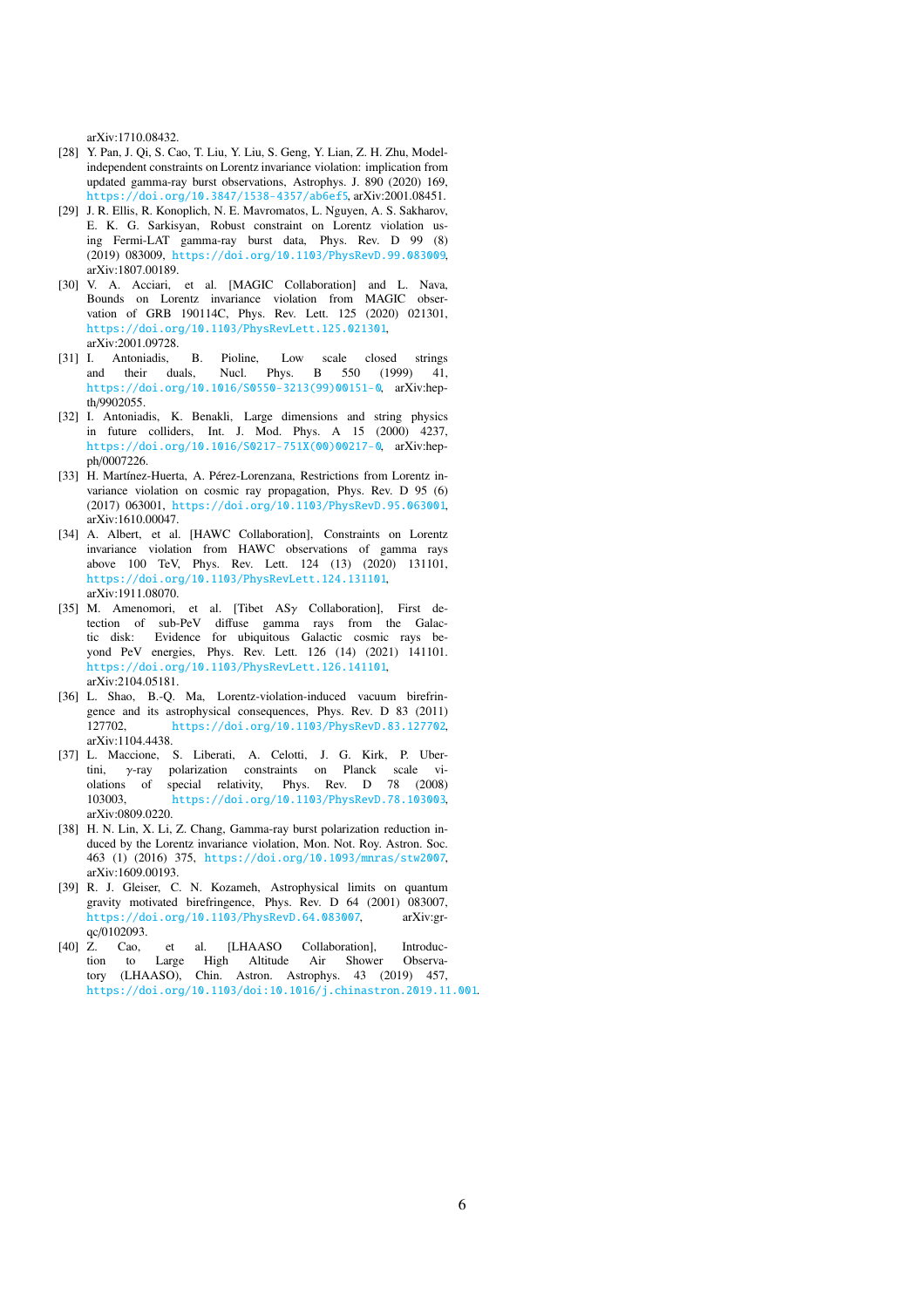arXiv:1710.08432.

[28] Y. Pan, J. Qi, S. Cao, T. Liu, Y. Liu, S. Geng, Y. Lian, Z. H. Zhu, Model-independent constraints on Lorentz invariance violation: implication from updated gamma-ray burst observations, Astrophys. J. 890 (2020) 169, https://doi.org/10.3847/1538-4357/ab6ef5, arXiv:2001.08451.

[29] J. R. Ellis, R. Konoplich, N. E. Mavromatos, L. Nguyen, A. S. Sakharov, E. K. G. Sarkisyan, Robust constraint on Lorentz violation using Fermi-LAT gamma-ray burst data, Phys. Rev. D 99 (8) (2019) 083009, https://doi.org/10.1103/PhysRevD.99.083009, arXiv:1807.00189.

[30] V. A. Acciari, et al. [MAGIC Collaboration] and L. Nava, Bounds on Lorentz invariance violation from MAGIC observation of GRB 190114C, Phys. Rev. Lett. 125 (2020) 021301, https://doi.org/10.1103/PhysRevLett.125.021301, arXiv:2001.09728.

[31] I. Antoniadis, B. Pioline, Low scale closed strings and their duals, Nucl. Phys. B 550 (1999) 41, https://doi.org/10.1016/S0550-3213(99)00151-0, arXiv:hep-th/9902055.

[32] I. Antoniadis, K. Benakli, Large dimensions and string physics in future colliders, Int. J. Mod. Phys. A 15 (2000) 4237, https://doi.org/10.1016/S0217-751X(00)00217-0, arXiv:hep-ph/0007226.

[33] H. Martínez-Huerta, A. Pérez-Lorenzana, Restrictions from Lorentz invariance violation on cosmic ray propagation, Phys. Rev. D 95 (6) (2017) 063001, https://doi.org/10.1103/PhysRevD.95.063001, arXiv:1610.00047.

[34] A. Albert, et al. [HAWC Collaboration], Constraints on Lorentz invariance violation from HAWC observations of gamma rays above 100 TeV, Phys. Rev. Lett. 124 (13) (2020) 131101, https://doi.org/10.1103/PhysRevLett.124.131101, arXiv:1911.08070.

[35] M. Amenomori, et al. [Tibet AS$\gamma$ Collaboration], First detection of sub-PeV diffuse gamma rays from the Galactic disk: Evidence for ubiquitous Galactic cosmic rays beyond PeV energies, Phys. Rev. Lett. 126 (14) (2021) 141101. https://doi.org/10.1103/PhysRevLett.126.141101, arXiv:2104.05181.

[36] L. Shao, B.-Q. Ma, Lorentz-violation-induced vacuum birefringence and its astrophysical consequences, Phys. Rev. D 83 (2011) 127702, https://doi.org/10.1103/PhysRevD.83.127702, arXiv:1104.4438.

[37] L. Maccione, S. Liberati, A. Celotti, J. G. Kirk, P. Ubertini, $\gamma$-ray polarization constraints on Planck scale violations of special relativity, Phys. Rev. D 78 (2008) 103003, https://doi.org/10.1103/PhysRevD.78.103003, arXiv:0809.0220.

[38] H. N. Lin, X. Li, Z. Chang, Gamma-ray burst polarization reduction induced by the Lorentz invariance violation, Mon. Not. Roy. Astron. Soc. 463 (1) (2016) 375, https://doi.org/10.1093/mnras/stw2007, arXiv:1609.00193.

[39] R. J. Gleiser, C. N. Kozameh, Astrophysical limits on quantum gravity motivated birefringence, Phys. Rev. D 64 (2001) 083007, https://doi.org/10.1103/PhysRevD.64.083007, arXiv:gr-qc/0102093.

[40] Z. Cao, et al. [LHAASO Collaboration], Introduction to Large High Altitude Air Shower Observatory (LHAASO), Chin. Astron. Astrophys. 43 (2019) 457, https://doi.org/10.1103/doi:10.1016/j.chinastron.2019.11.001.